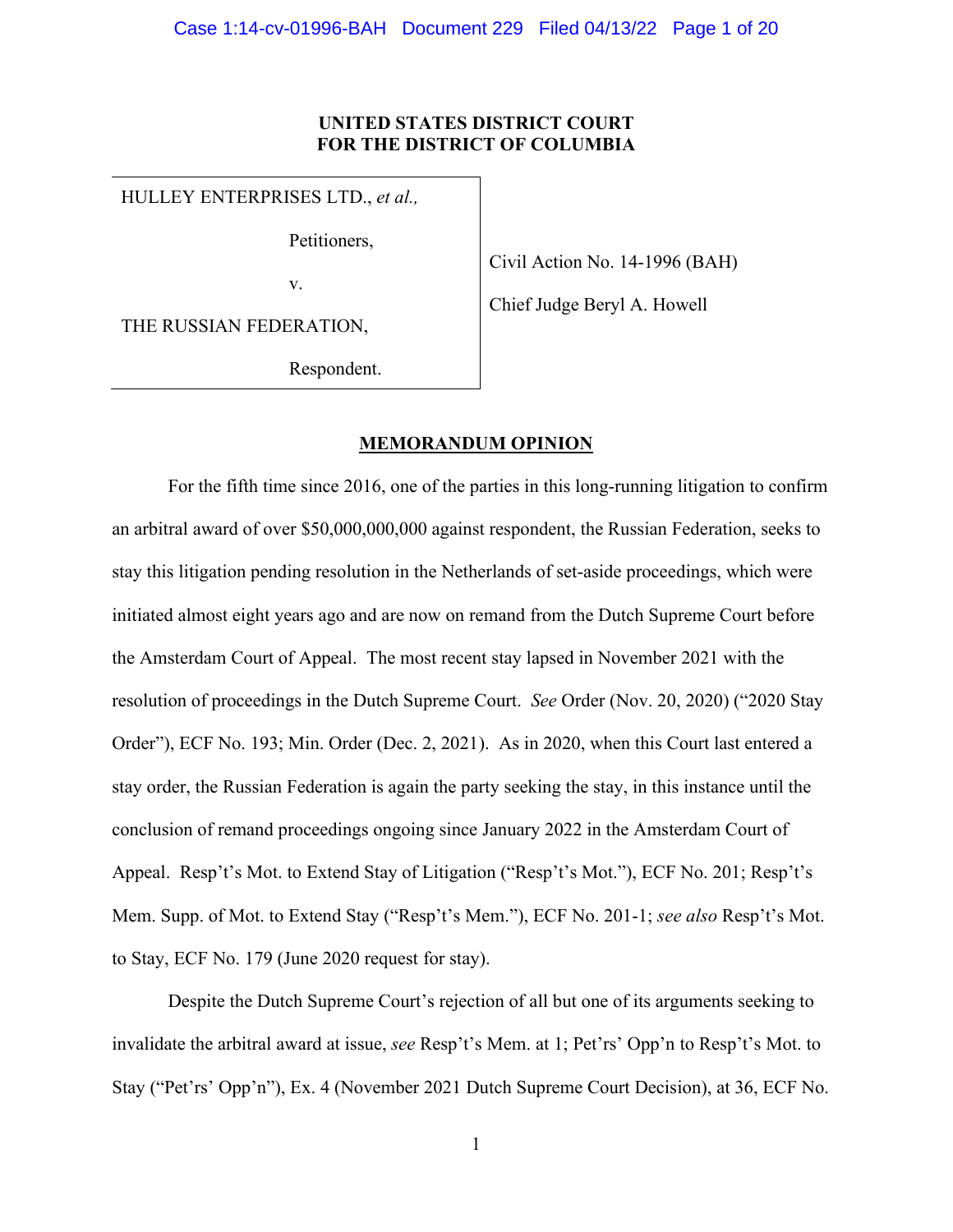**UNITED STATES DISTRICT COURT**
**FOR THE DISTRICT OF COLUMBIA**

| | |
|---|---|
| HULLEY ENTERPRISES LTD., *et al.,* Petitioners, v. THE RUSSIAN FEDERATION, Respondent. | Civil Action No. 14-1996 (BAH) Chief Judge Beryl A. Howell |

## MEMORANDUM OPINION

For the fifth time since 2016, one of the parties in this long-running litigation to confirm an arbitral award of over $50,000,000,000 against respondent, the Russian Federation, seeks to stay this litigation pending resolution in the Netherlands of set-aside proceedings, which were initiated almost eight years ago and are now on remand from the Dutch Supreme Court before the Amsterdam Court of Appeal. The most recent stay lapsed in November 2021 with the resolution of proceedings in the Dutch Supreme Court. *See* Order (Nov. 20, 2020) ("2020 Stay Order"), ECF No. 193; Min. Order (Dec. 2, 2021). As in 2020, when this Court last entered a stay order, the Russian Federation is again the party seeking the stay, in this instance until the conclusion of remand proceedings ongoing since January 2022 in the Amsterdam Court of Appeal. Resp't's Mot. to Extend Stay of Litigation ("Resp't's Mot."), ECF No. 201; Resp't's Mem. Supp. of Mot. to Extend Stay ("Resp't's Mem."), ECF No. 201-1; *see also* Resp't's Mot. to Stay, ECF No. 179 (June 2020 request for stay).

Despite the Dutch Supreme Court's rejection of all but one of its arguments seeking to invalidate the arbitral award at issue, *see* Resp't's Mem. at 1; Pet'rs' Opp'n to Resp't's Mot. to Stay ("Pet'rs' Opp'n"), Ex. 4 (November 2021 Dutch Supreme Court Decision), at 36, ECF No.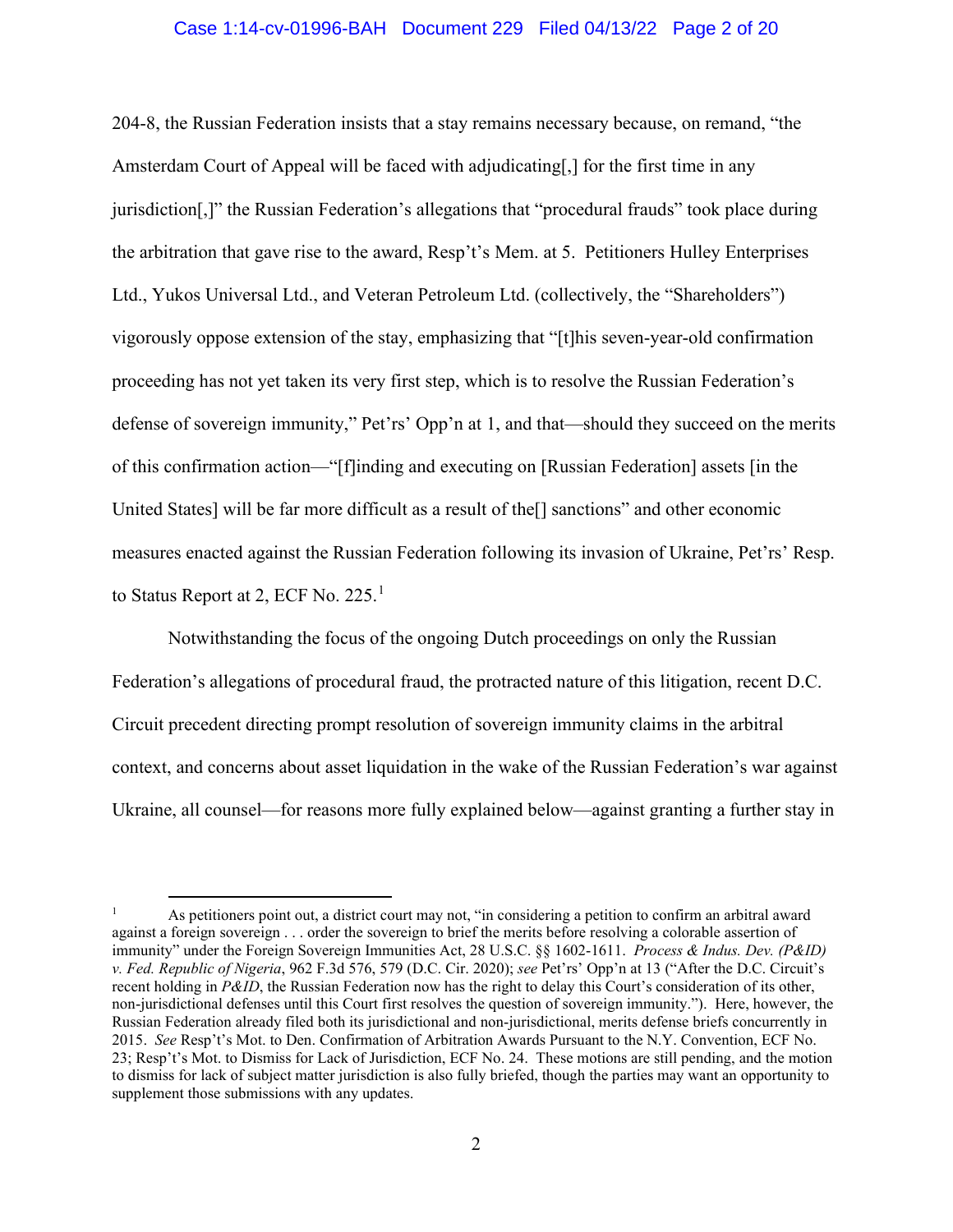204-8, the Russian Federation insists that a stay remains necessary because, on remand, "the Amsterdam Court of Appeal will be faced with adjudicating[,] for the first time in any jurisdiction[,]" the Russian Federation's allegations that "procedural frauds" took place during the arbitration that gave rise to the award, Resp't's Mem. at 5. Petitioners Hulley Enterprises Ltd., Yukos Universal Ltd., and Veteran Petroleum Ltd. (collectively, the "Shareholders") vigorously oppose extension of the stay, emphasizing that "[t]his seven-year-old confirmation proceeding has not yet taken its very first step, which is to resolve the Russian Federation's defense of sovereign immunity," Pet'rs' Opp'n at 1, and that—should they succeed on the merits of this confirmation action—"[f]inding and executing on [Russian Federation] assets [in the United States] will be far more difficult as a result of the[] sanctions" and other economic measures enacted against the Russian Federation following its invasion of Ukraine, Pet'rs' Resp. to Status Report at 2, ECF No. 225.[1]

Notwithstanding the focus of the ongoing Dutch proceedings on only the Russian Federation's allegations of procedural fraud, the protracted nature of this litigation, recent D.C. Circuit precedent directing prompt resolution of sovereign immunity claims in the arbitral context, and concerns about asset liquidation in the wake of the Russian Federation's war against Ukraine, all counsel—for reasons more fully explained below—against granting a further stay in

[1] As petitioners point out, a district court may not, "in considering a petition to confirm an arbitral award against a foreign sovereign . . . order the sovereign to brief the merits before resolving a colorable assertion of immunity" under the Foreign Sovereign Immunities Act, 28 U.S.C. §§ 1602-1611. *Process & Indus. Dev. (P&ID) v. Fed. Republic of Nigeria*, 962 F.3d 576, 579 (D.C. Cir. 2020); *see* Pet'rs' Opp'n at 13 ("After the D.C. Circuit's recent holding in *P&ID*, the Russian Federation now has the right to delay this Court's consideration of its other, non-jurisdictional defenses until this Court first resolves the question of sovereign immunity."). Here, however, the Russian Federation already filed both its jurisdictional and non-jurisdictional, merits defense briefs concurrently in 2015. *See* Resp't's Mot. to Den. Confirmation of Arbitration Awards Pursuant to the N.Y. Convention, ECF No. 23; Resp't's Mot. to Dismiss for Lack of Jurisdiction, ECF No. 24. These motions are still pending, and the motion to dismiss for lack of subject matter jurisdiction is also fully briefed, though the parties may want an opportunity to supplement those submissions with any updates.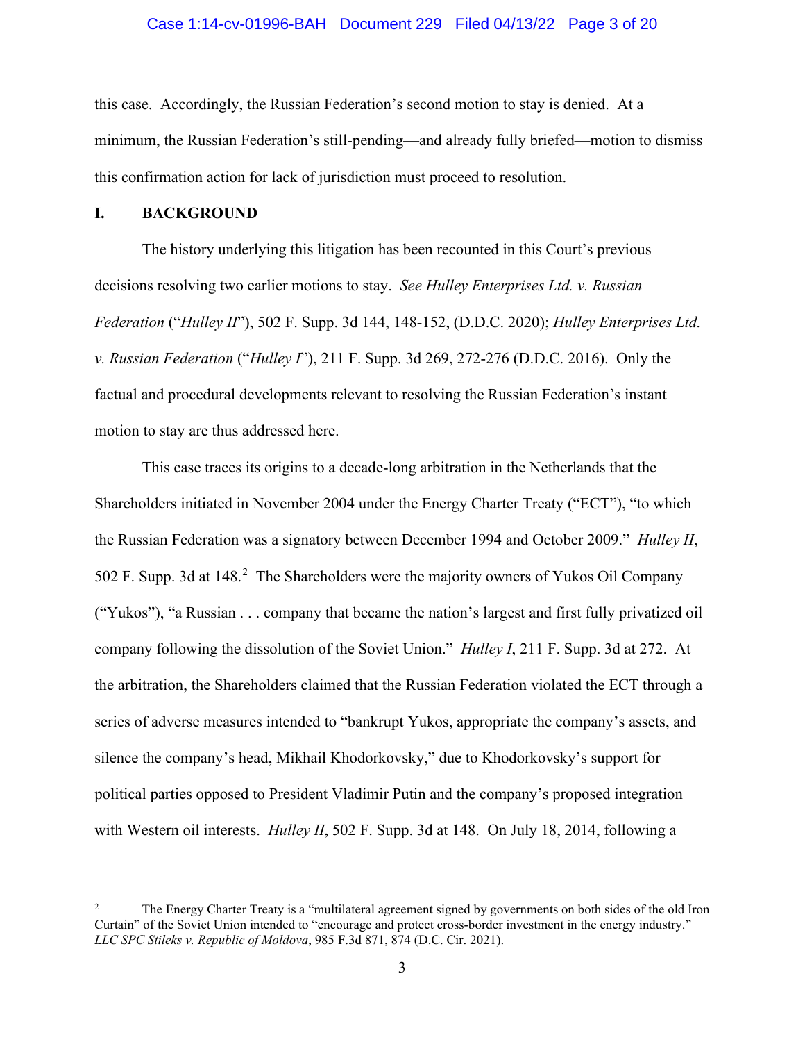this case. Accordingly, the Russian Federation's second motion to stay is denied. At a minimum, the Russian Federation's still-pending—and already fully briefed—motion to dismiss this confirmation action for lack of jurisdiction must proceed to resolution.

## I. BACKGROUND

The history underlying this litigation has been recounted in this Court's previous decisions resolving two earlier motions to stay. *See Hulley Enterprises Ltd. v. Russian Federation* ("*Hulley II*"), 502 F. Supp. 3d 144, 148-152, (D.D.C. 2020); *Hulley Enterprises Ltd. v. Russian Federation* ("*Hulley I*"), 211 F. Supp. 3d 269, 272-276 (D.D.C. 2016). Only the factual and procedural developments relevant to resolving the Russian Federation's instant motion to stay are thus addressed here.

This case traces its origins to a decade-long arbitration in the Netherlands that the Shareholders initiated in November 2004 under the Energy Charter Treaty ("ECT"), "to which the Russian Federation was a signatory between December 1994 and October 2009." *Hulley II*, 502 F. Supp. 3d at 148.[2] The Shareholders were the majority owners of Yukos Oil Company ("Yukos"), "a Russian . . . company that became the nation's largest and first fully privatized oil company following the dissolution of the Soviet Union." *Hulley I*, 211 F. Supp. 3d at 272. At the arbitration, the Shareholders claimed that the Russian Federation violated the ECT through a series of adverse measures intended to "bankrupt Yukos, appropriate the company's assets, and silence the company's head, Mikhail Khodorkovsky," due to Khodorkovsky's support for political parties opposed to President Vladimir Putin and the company's proposed integration with Western oil interests. *Hulley II*, 502 F. Supp. 3d at 148. On July 18, 2014, following a

---

[2] The Energy Charter Treaty is a "multilateral agreement signed by governments on both sides of the old Iron Curtain" of the Soviet Union intended to "encourage and protect cross-border investment in the energy industry." *LLC SPC Stileks v. Republic of Moldova*, 985 F.3d 871, 874 (D.C. Cir. 2021).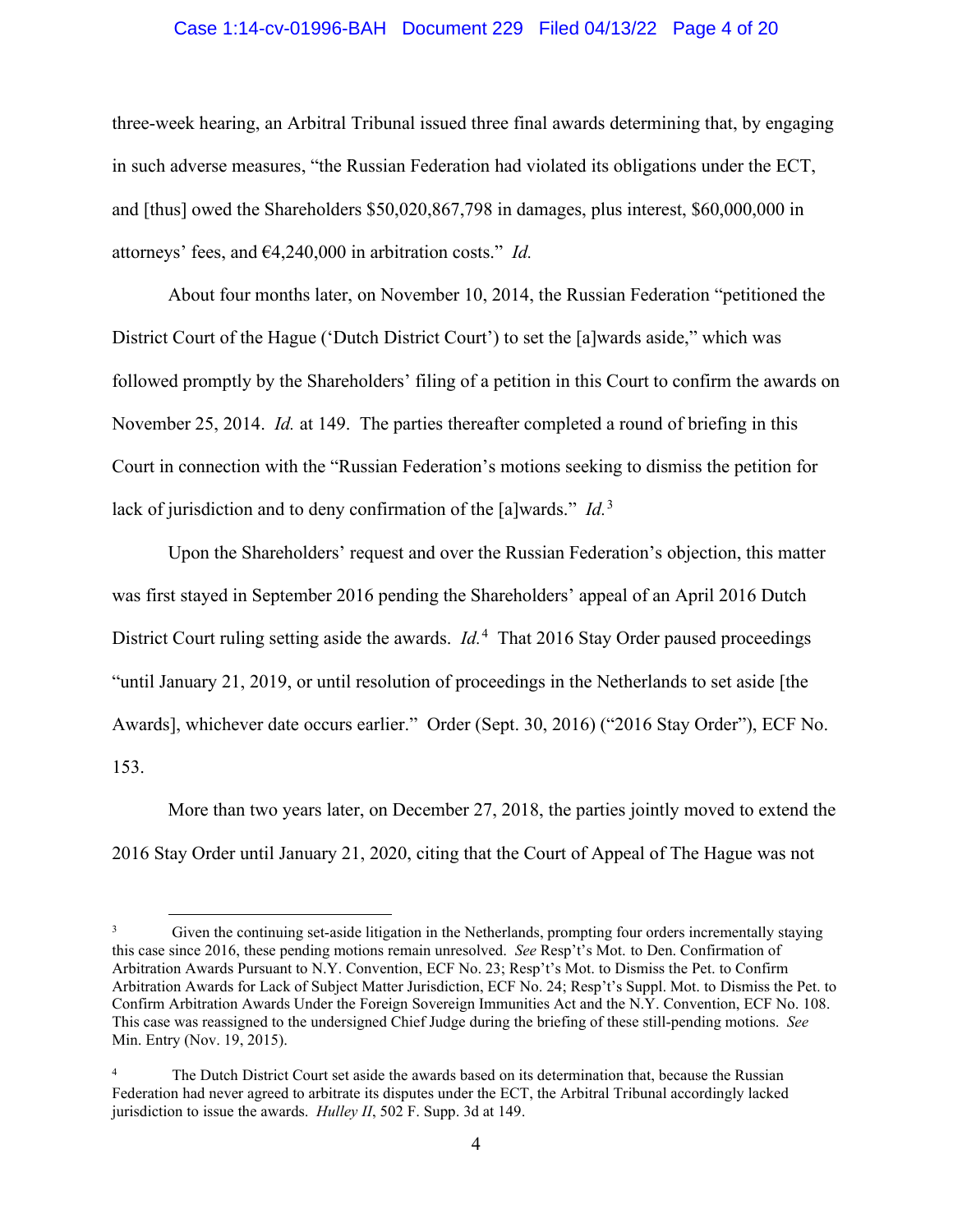three-week hearing, an Arbitral Tribunal issued three final awards determining that, by engaging in such adverse measures, "the Russian Federation had violated its obligations under the ECT, and [thus] owed the Shareholders $50,020,867,798 in damages, plus interest, $60,000,000 in attorneys' fees, and €4,240,000 in arbitration costs." *Id.*

About four months later, on November 10, 2014, the Russian Federation "petitioned the District Court of the Hague ('Dutch District Court') to set the [a]wards aside," which was followed promptly by the Shareholders' filing of a petition in this Court to confirm the awards on November 25, 2014. *Id.* at 149. The parties thereafter completed a round of briefing in this Court in connection with the "Russian Federation's motions seeking to dismiss the petition for lack of jurisdiction and to deny confirmation of the [a]wards." *Id.*[3]

Upon the Shareholders' request and over the Russian Federation's objection, this matter was first stayed in September 2016 pending the Shareholders' appeal of an April 2016 Dutch District Court ruling setting aside the awards. *Id.*[4] That 2016 Stay Order paused proceedings "until January 21, 2019, or until resolution of proceedings in the Netherlands to set aside [the Awards], whichever date occurs earlier." Order (Sept. 30, 2016) ("2016 Stay Order"), ECF No. 153.

More than two years later, on December 27, 2018, the parties jointly moved to extend the 2016 Stay Order until January 21, 2020, citing that the Court of Appeal of The Hague was not

---

[3] Given the continuing set-aside litigation in the Netherlands, prompting four orders incrementally staying this case since 2016, these pending motions remain unresolved. *See* Resp't's Mot. to Den. Confirmation of Arbitration Awards Pursuant to N.Y. Convention, ECF No. 23; Resp't's Mot. to Dismiss the Pet. to Confirm Arbitration Awards for Lack of Subject Matter Jurisdiction, ECF No. 24; Resp't's Suppl. Mot. to Dismiss the Pet. to Confirm Arbitration Awards Under the Foreign Sovereign Immunities Act and the N.Y. Convention, ECF No. 108. This case was reassigned to the undersigned Chief Judge during the briefing of these still-pending motions. *See* Min. Entry (Nov. 19, 2015).

[4] The Dutch District Court set aside the awards based on its determination that, because the Russian Federation had never agreed to arbitrate its disputes under the ECT, the Arbitral Tribunal accordingly lacked jurisdiction to issue the awards. *Hulley II*, 502 F. Supp. 3d at 149.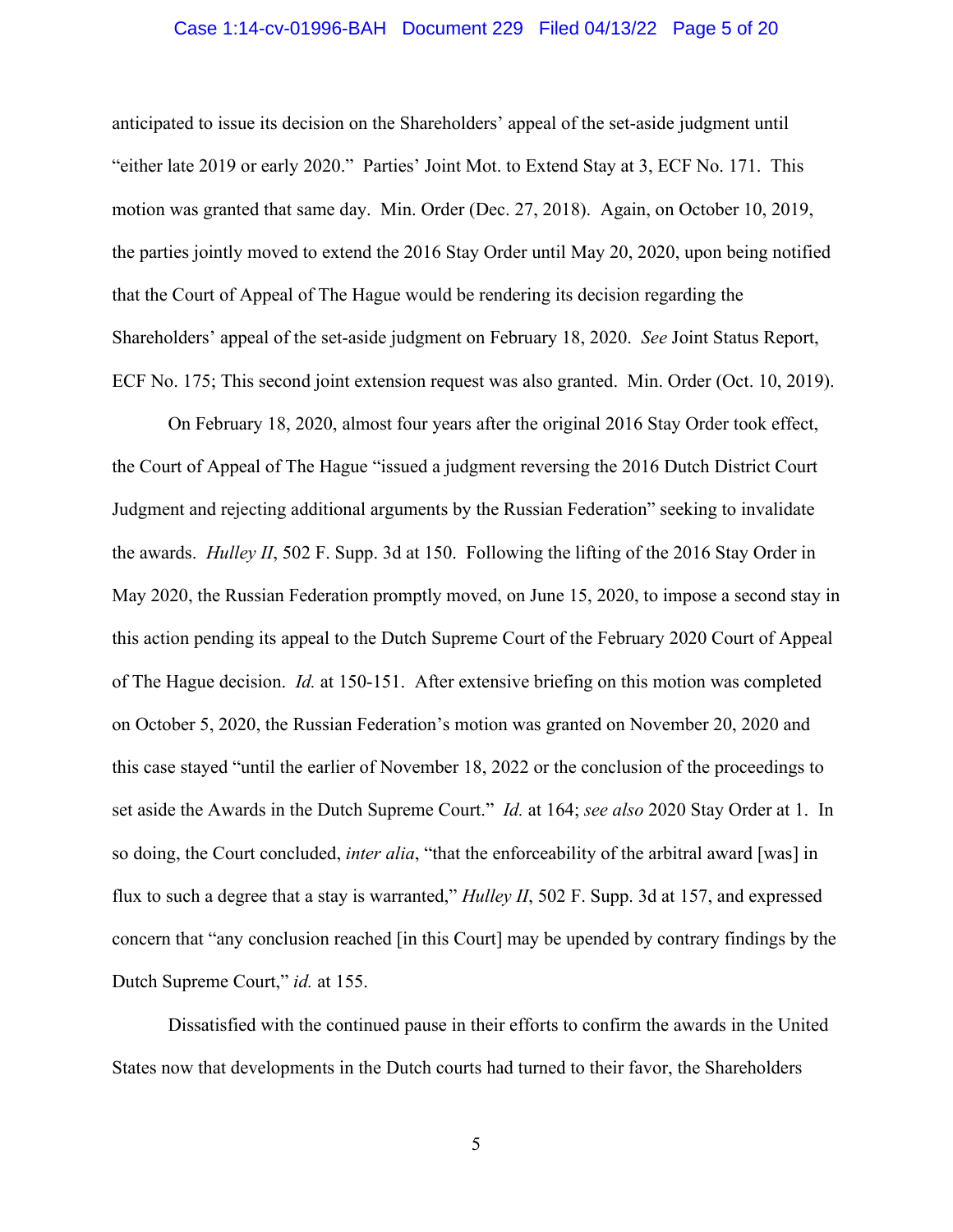anticipated to issue its decision on the Shareholders' appeal of the set-aside judgment until "either late 2019 or early 2020." Parties' Joint Mot. to Extend Stay at 3, ECF No. 171. This motion was granted that same day. Min. Order (Dec. 27, 2018). Again, on October 10, 2019, the parties jointly moved to extend the 2016 Stay Order until May 20, 2020, upon being notified that the Court of Appeal of The Hague would be rendering its decision regarding the Shareholders' appeal of the set-aside judgment on February 18, 2020. *See* Joint Status Report, ECF No. 175; This second joint extension request was also granted. Min. Order (Oct. 10, 2019).

On February 18, 2020, almost four years after the original 2016 Stay Order took effect, the Court of Appeal of The Hague "issued a judgment reversing the 2016 Dutch District Court Judgment and rejecting additional arguments by the Russian Federation" seeking to invalidate the awards. *Hulley II*, 502 F. Supp. 3d at 150. Following the lifting of the 2016 Stay Order in May 2020, the Russian Federation promptly moved, on June 15, 2020, to impose a second stay in this action pending its appeal to the Dutch Supreme Court of the February 2020 Court of Appeal of The Hague decision. *Id.* at 150-151. After extensive briefing on this motion was completed on October 5, 2020, the Russian Federation's motion was granted on November 20, 2020 and this case stayed "until the earlier of November 18, 2022 or the conclusion of the proceedings to set aside the Awards in the Dutch Supreme Court." *Id.* at 164; *see also* 2020 Stay Order at 1. In so doing, the Court concluded, *inter alia*, "that the enforceability of the arbitral award [was] in flux to such a degree that a stay is warranted," *Hulley II*, 502 F. Supp. 3d at 157, and expressed concern that "any conclusion reached [in this Court] may be upended by contrary findings by the Dutch Supreme Court," *id.* at 155.

Dissatisfied with the continued pause in their efforts to confirm the awards in the United States now that developments in the Dutch courts had turned to their favor, the Shareholders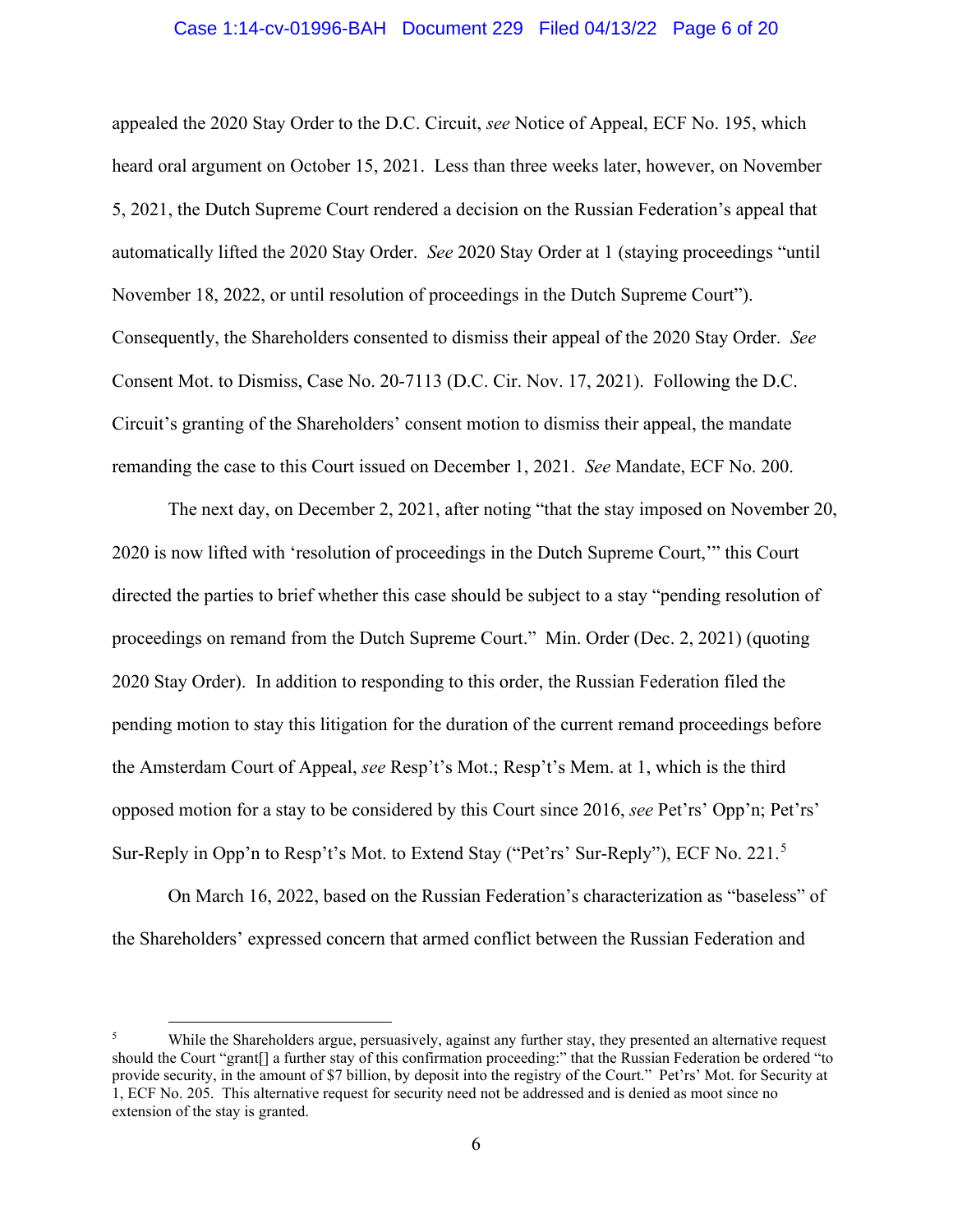appealed the 2020 Stay Order to the D.C. Circuit, *see* Notice of Appeal, ECF No. 195, which heard oral argument on October 15, 2021. Less than three weeks later, however, on November 5, 2021, the Dutch Supreme Court rendered a decision on the Russian Federation's appeal that automatically lifted the 2020 Stay Order. *See* 2020 Stay Order at 1 (staying proceedings "until November 18, 2022, or until resolution of proceedings in the Dutch Supreme Court"). Consequently, the Shareholders consented to dismiss their appeal of the 2020 Stay Order. *See* Consent Mot. to Dismiss, Case No. 20-7113 (D.C. Cir. Nov. 17, 2021). Following the D.C. Circuit's granting of the Shareholders' consent motion to dismiss their appeal, the mandate remanding the case to this Court issued on December 1, 2021. *See* Mandate, ECF No. 200.

The next day, on December 2, 2021, after noting "that the stay imposed on November 20, 2020 is now lifted with 'resolution of proceedings in the Dutch Supreme Court,'" this Court directed the parties to brief whether this case should be subject to a stay "pending resolution of proceedings on remand from the Dutch Supreme Court." Min. Order (Dec. 2, 2021) (quoting 2020 Stay Order). In addition to responding to this order, the Russian Federation filed the pending motion to stay this litigation for the duration of the current remand proceedings before the Amsterdam Court of Appeal, *see* Resp't's Mot.; Resp't's Mem. at 1, which is the third opposed motion for a stay to be considered by this Court since 2016, *see* Pet'rs' Opp'n; Pet'rs' Sur-Reply in Opp'n to Resp't's Mot. to Extend Stay ("Pet'rs' Sur-Reply"), ECF No. 221.[5]

On March 16, 2022, based on the Russian Federation's characterization as "baseless" of the Shareholders' expressed concern that armed conflict between the Russian Federation and

---

[5] While the Shareholders argue, persuasively, against any further stay, they presented an alternative request should the Court "grant[] a further stay of this confirmation proceeding:" that the Russian Federation be ordered "to provide security, in the amount of $7 billion, by deposit into the registry of the Court." Pet'rs' Mot. for Security at 1, ECF No. 205. This alternative request for security need not be addressed and is denied as moot since no extension of the stay is granted.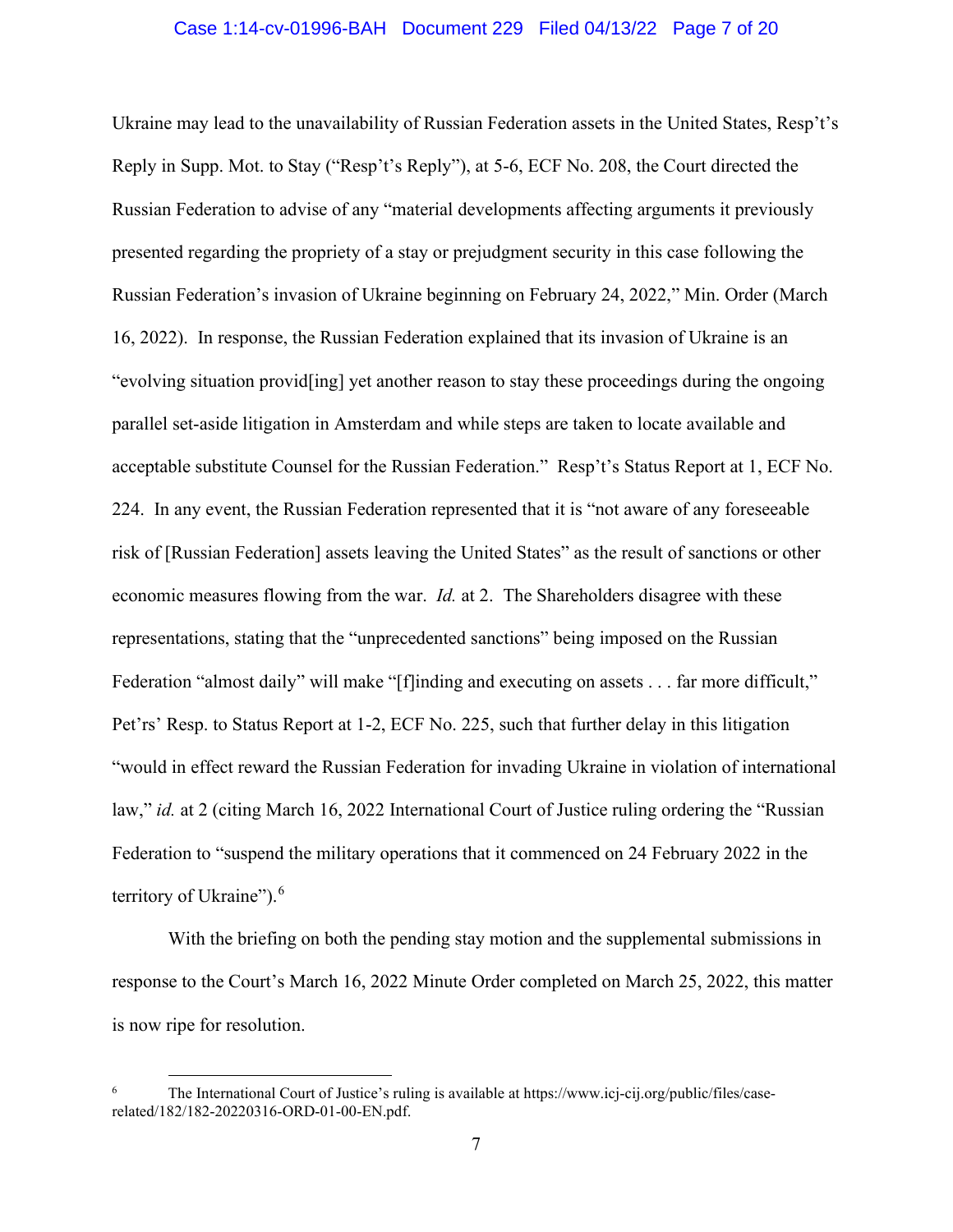Ukraine may lead to the unavailability of Russian Federation assets in the United States, Resp't's Reply in Supp. Mot. to Stay ("Resp't's Reply"), at 5-6, ECF No. 208, the Court directed the Russian Federation to advise of any "material developments affecting arguments it previously presented regarding the propriety of a stay or prejudgment security in this case following the Russian Federation's invasion of Ukraine beginning on February 24, 2022," Min. Order (March 16, 2022). In response, the Russian Federation explained that its invasion of Ukraine is an "evolving situation provid[ing] yet another reason to stay these proceedings during the ongoing parallel set-aside litigation in Amsterdam and while steps are taken to locate available and acceptable substitute Counsel for the Russian Federation." Resp't's Status Report at 1, ECF No. 224. In any event, the Russian Federation represented that it is "not aware of any foreseeable risk of [Russian Federation] assets leaving the United States" as the result of sanctions or other economic measures flowing from the war. *Id.* at 2. The Shareholders disagree with these representations, stating that the "unprecedented sanctions" being imposed on the Russian Federation "almost daily" will make "[f]inding and executing on assets . . . far more difficult," Pet'rs' Resp. to Status Report at 1-2, ECF No. 225, such that further delay in this litigation "would in effect reward the Russian Federation for invading Ukraine in violation of international law," *id.* at 2 (citing March 16, 2022 International Court of Justice ruling ordering the "Russian Federation to "suspend the military operations that it commenced on 24 February 2022 in the territory of Ukraine").[6]

With the briefing on both the pending stay motion and the supplemental submissions in response to the Court's March 16, 2022 Minute Order completed on March 25, 2022, this matter is now ripe for resolution.

[6] The International Court of Justice's ruling is available at https://www.icj-cij.org/public/files/case-related/182/182-20220316-ORD-01-00-EN.pdf.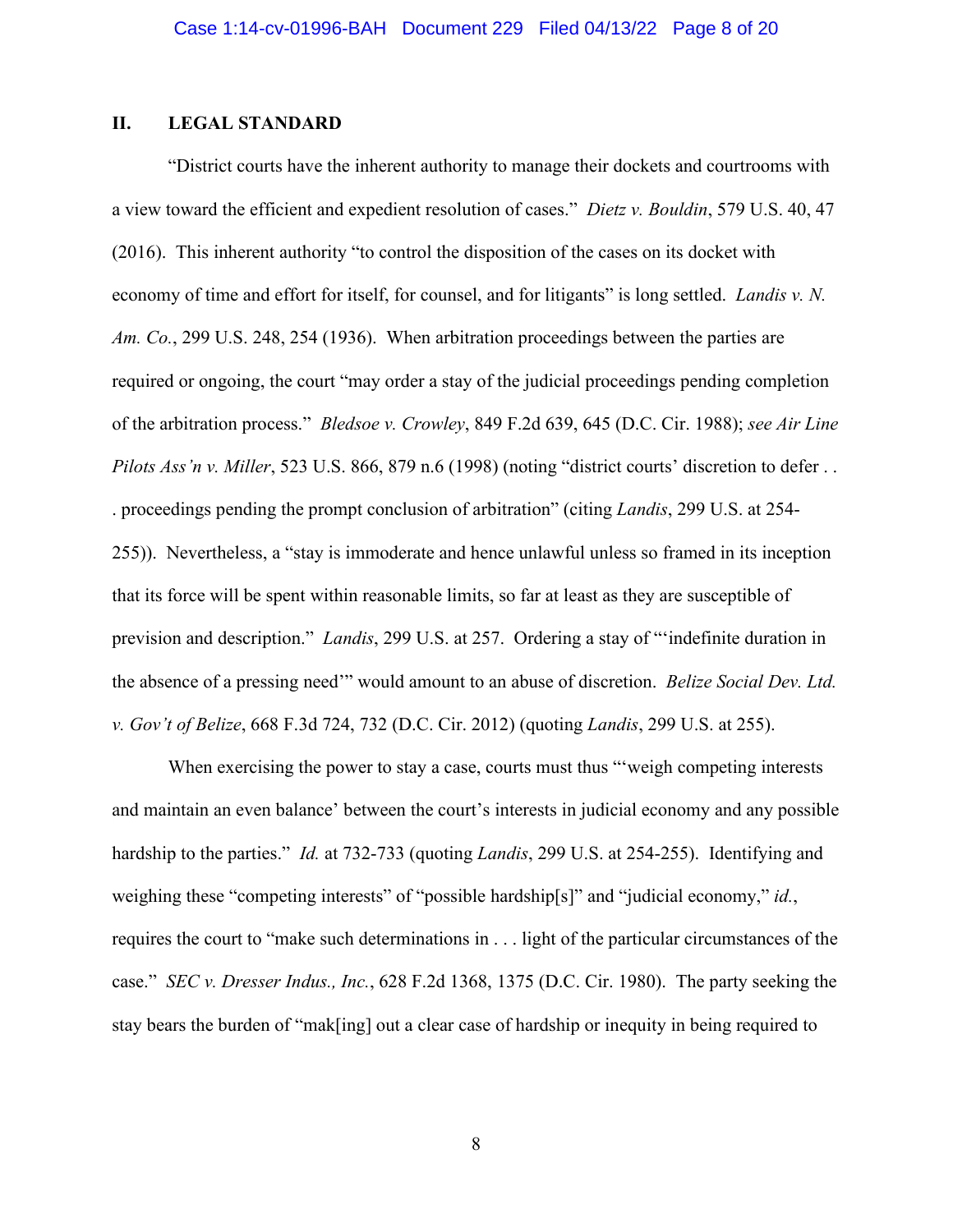## II. LEGAL STANDARD

"District courts have the inherent authority to manage their dockets and courtrooms with a view toward the efficient and expedient resolution of cases." *Dietz v. Bouldin*, 579 U.S. 40, 47 (2016). This inherent authority "to control the disposition of the cases on its docket with economy of time and effort for itself, for counsel, and for litigants" is long settled. *Landis v. N. Am. Co.*, 299 U.S. 248, 254 (1936). When arbitration proceedings between the parties are required or ongoing, the court "may order a stay of the judicial proceedings pending completion of the arbitration process." *Bledsoe v. Crowley*, 849 F.2d 639, 645 (D.C. Cir. 1988); *see Air Line Pilots Ass'n v. Miller*, 523 U.S. 866, 879 n.6 (1998) (noting "district courts' discretion to defer . . . proceedings pending the prompt conclusion of arbitration" (citing *Landis*, 299 U.S. at 254-255)). Nevertheless, a "stay is immoderate and hence unlawful unless so framed in its inception that its force will be spent within reasonable limits, so far at least as they are susceptible of prevision and description." *Landis*, 299 U.S. at 257. Ordering a stay of "'indefinite duration in the absence of a pressing need'" would amount to an abuse of discretion. *Belize Social Dev. Ltd. v. Gov't of Belize*, 668 F.3d 724, 732 (D.C. Cir. 2012) (quoting *Landis*, 299 U.S. at 255).

When exercising the power to stay a case, courts must thus "'weigh competing interests and maintain an even balance' between the court's interests in judicial economy and any possible hardship to the parties." *Id.* at 732-733 (quoting *Landis*, 299 U.S. at 254-255). Identifying and weighing these "competing interests" of "possible hardship[s]" and "judicial economy," *id.*, requires the court to "make such determinations in . . . light of the particular circumstances of the case." *SEC v. Dresser Indus., Inc.*, 628 F.2d 1368, 1375 (D.C. Cir. 1980). The party seeking the stay bears the burden of "mak[ing] out a clear case of hardship or inequity in being required to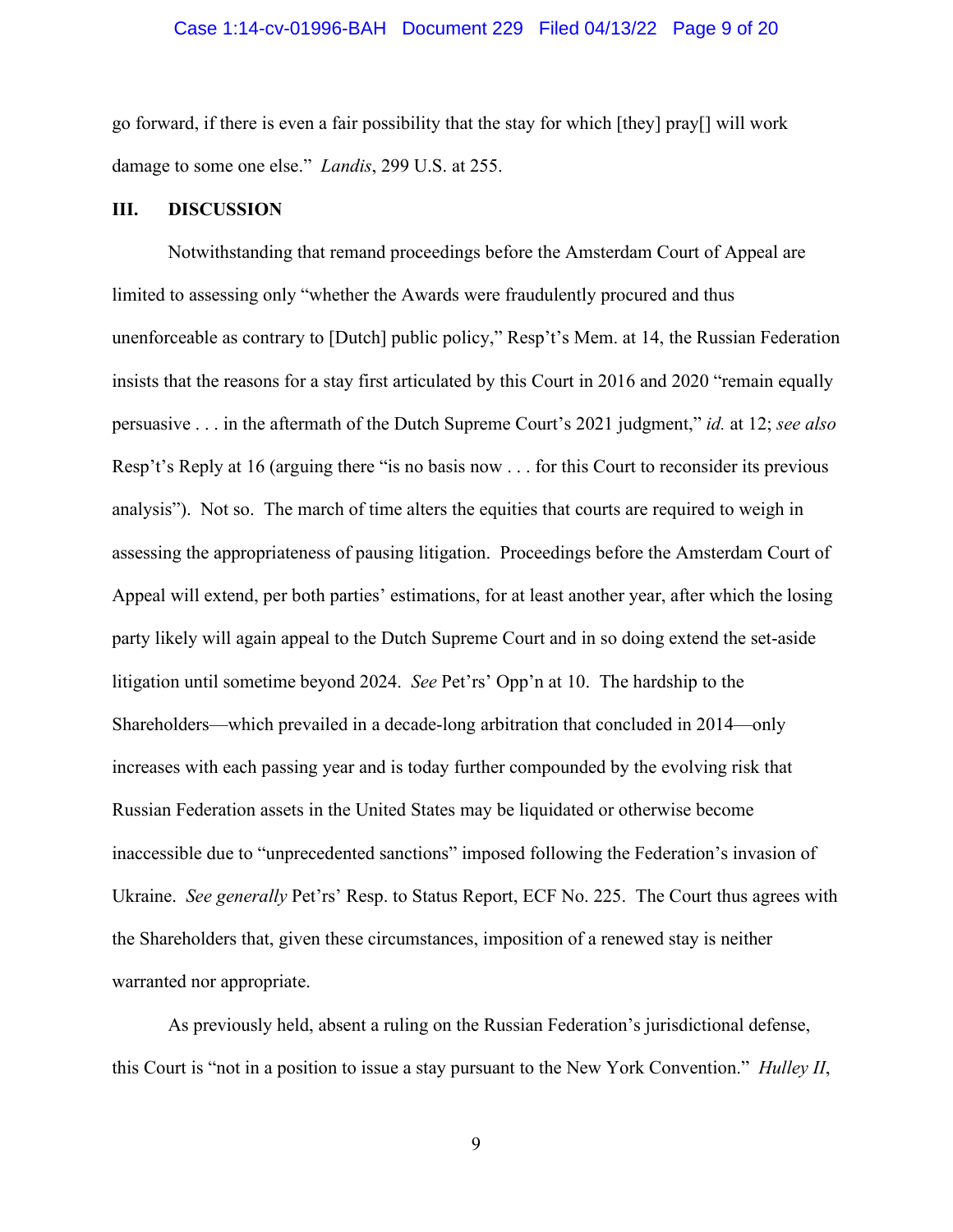go forward, if there is even a fair possibility that the stay for which [they] pray[] will work damage to some one else." *Landis*, 299 U.S. at 255.

## III. DISCUSSION

Notwithstanding that remand proceedings before the Amsterdam Court of Appeal are limited to assessing only "whether the Awards were fraudulently procured and thus unenforceable as contrary to [Dutch] public policy," Resp't's Mem. at 14, the Russian Federation insists that the reasons for a stay first articulated by this Court in 2016 and 2020 "remain equally persuasive . . . in the aftermath of the Dutch Supreme Court's 2021 judgment," *id.* at 12; *see also* Resp't's Reply at 16 (arguing there "is no basis now . . . for this Court to reconsider its previous analysis"). Not so. The march of time alters the equities that courts are required to weigh in assessing the appropriateness of pausing litigation. Proceedings before the Amsterdam Court of Appeal will extend, per both parties' estimations, for at least another year, after which the losing party likely will again appeal to the Dutch Supreme Court and in so doing extend the set-aside litigation until sometime beyond 2024. *See* Pet'rs' Opp'n at 10. The hardship to the Shareholders—which prevailed in a decade-long arbitration that concluded in 2014—only increases with each passing year and is today further compounded by the evolving risk that Russian Federation assets in the United States may be liquidated or otherwise become inaccessible due to "unprecedented sanctions" imposed following the Federation's invasion of Ukraine. *See generally* Pet'rs' Resp. to Status Report, ECF No. 225. The Court thus agrees with the Shareholders that, given these circumstances, imposition of a renewed stay is neither warranted nor appropriate.

As previously held, absent a ruling on the Russian Federation's jurisdictional defense, this Court is "not in a position to issue a stay pursuant to the New York Convention." *Hulley II*,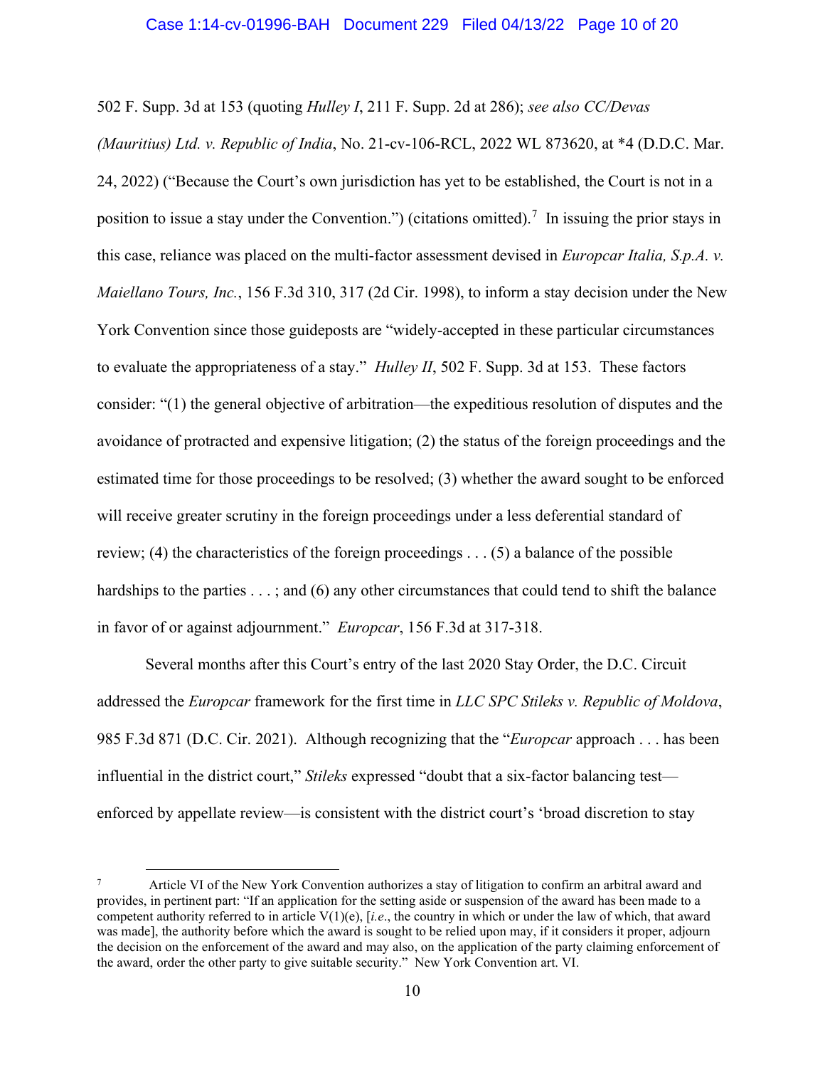502 F. Supp. 3d at 153 (quoting *Hulley I*, 211 F. Supp. 2d at 286); *see also CC/Devas (Mauritius) Ltd. v. Republic of India*, No. 21-cv-106-RCL, 2022 WL 873620, at *4 (D.D.C. Mar. 24, 2022) ("Because the Court's own jurisdiction has yet to be established, the Court is not in a position to issue a stay under the Convention.") (citations omitted).[7] In issuing the prior stays in this case, reliance was placed on the multi-factor assessment devised in *Europcar Italia, S.p.A. v. Maiellano Tours, Inc.*, 156 F.3d 310, 317 (2d Cir. 1998), to inform a stay decision under the New York Convention since those guideposts are "widely-accepted in these particular circumstances to evaluate the appropriateness of a stay." *Hulley II*, 502 F. Supp. 3d at 153. These factors consider: "(1) the general objective of arbitration—the expeditious resolution of disputes and the avoidance of protracted and expensive litigation; (2) the status of the foreign proceedings and the estimated time for those proceedings to be resolved; (3) whether the award sought to be enforced will receive greater scrutiny in the foreign proceedings under a less deferential standard of review; (4) the characteristics of the foreign proceedings . . . (5) a balance of the possible hardships to the parties . . . ; and (6) any other circumstances that could tend to shift the balance in favor of or against adjournment." *Europcar*, 156 F.3d at 317-318.

Several months after this Court's entry of the last 2020 Stay Order, the D.C. Circuit addressed the *Europcar* framework for the first time in *LLC SPC Stileks v. Republic of Moldova*, 985 F.3d 871 (D.C. Cir. 2021). Although recognizing that the "*Europcar* approach . . . has been influential in the district court," *Stileks* expressed "doubt that a six-factor balancing test—enforced by appellate review—is consistent with the district court's 'broad discretion to stay

---

[7] Article VI of the New York Convention authorizes a stay of litigation to confirm an arbitral award and provides, in pertinent part: "If an application for the setting aside or suspension of the award has been made to a competent authority referred to in article V(1)(e), [*i.e.*, the country in which or under the law of which, that award was made], the authority before which the award is sought to be relied upon may, if it considers it proper, adjourn the decision on the enforcement of the award and may also, on the application of the party claiming enforcement of the award, order the other party to give suitable security." New York Convention art. VI.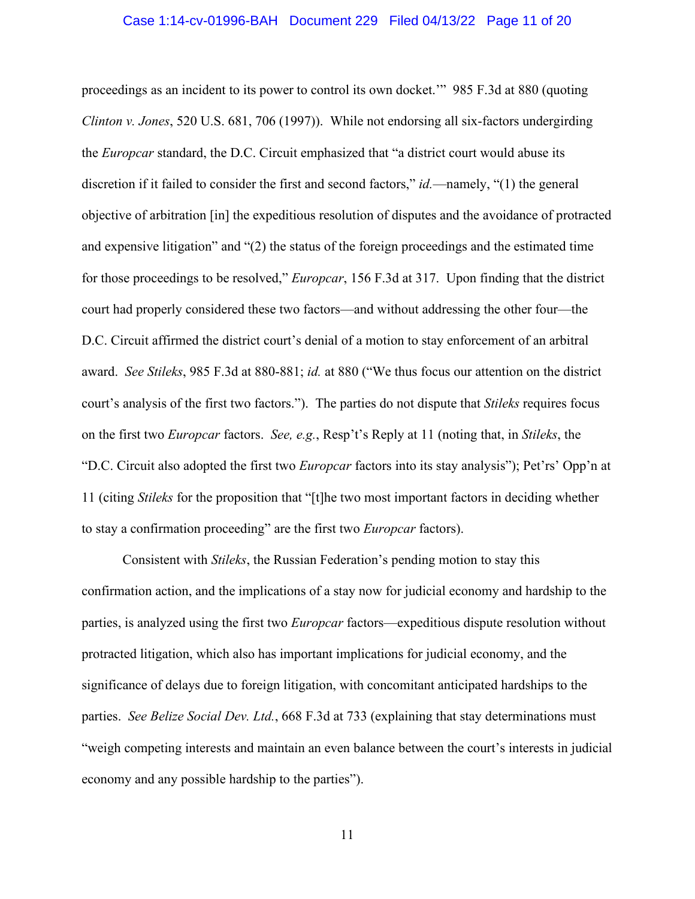proceedings as an incident to its power to control its own docket.'" 985 F.3d at 880 (quoting *Clinton v. Jones*, 520 U.S. 681, 706 (1997)). While not endorsing all six-factors undergirding the *Europcar* standard, the D.C. Circuit emphasized that "a district court would abuse its discretion if it failed to consider the first and second factors," *id.*—namely, "(1) the general objective of arbitration [in] the expeditious resolution of disputes and the avoidance of protracted and expensive litigation" and "(2) the status of the foreign proceedings and the estimated time for those proceedings to be resolved," *Europcar*, 156 F.3d at 317. Upon finding that the district court had properly considered these two factors—and without addressing the other four—the D.C. Circuit affirmed the district court's denial of a motion to stay enforcement of an arbitral award. *See Stileks*, 985 F.3d at 880-881; *id.* at 880 ("We thus focus our attention on the district court's analysis of the first two factors."). The parties do not dispute that *Stileks* requires focus on the first two *Europcar* factors. *See, e.g.*, Resp't's Reply at 11 (noting that, in *Stileks*, the "D.C. Circuit also adopted the first two *Europcar* factors into its stay analysis"); Pet'rs' Opp'n at 11 (citing *Stileks* for the proposition that "[t]he two most important factors in deciding whether to stay a confirmation proceeding" are the first two *Europcar* factors).

Consistent with *Stileks*, the Russian Federation's pending motion to stay this confirmation action, and the implications of a stay now for judicial economy and hardship to the parties, is analyzed using the first two *Europcar* factors—expeditious dispute resolution without protracted litigation, which also has important implications for judicial economy, and the significance of delays due to foreign litigation, with concomitant anticipated hardships to the parties. *See Belize Social Dev. Ltd.*, 668 F.3d at 733 (explaining that stay determinations must "weigh competing interests and maintain an even balance between the court's interests in judicial economy and any possible hardship to the parties").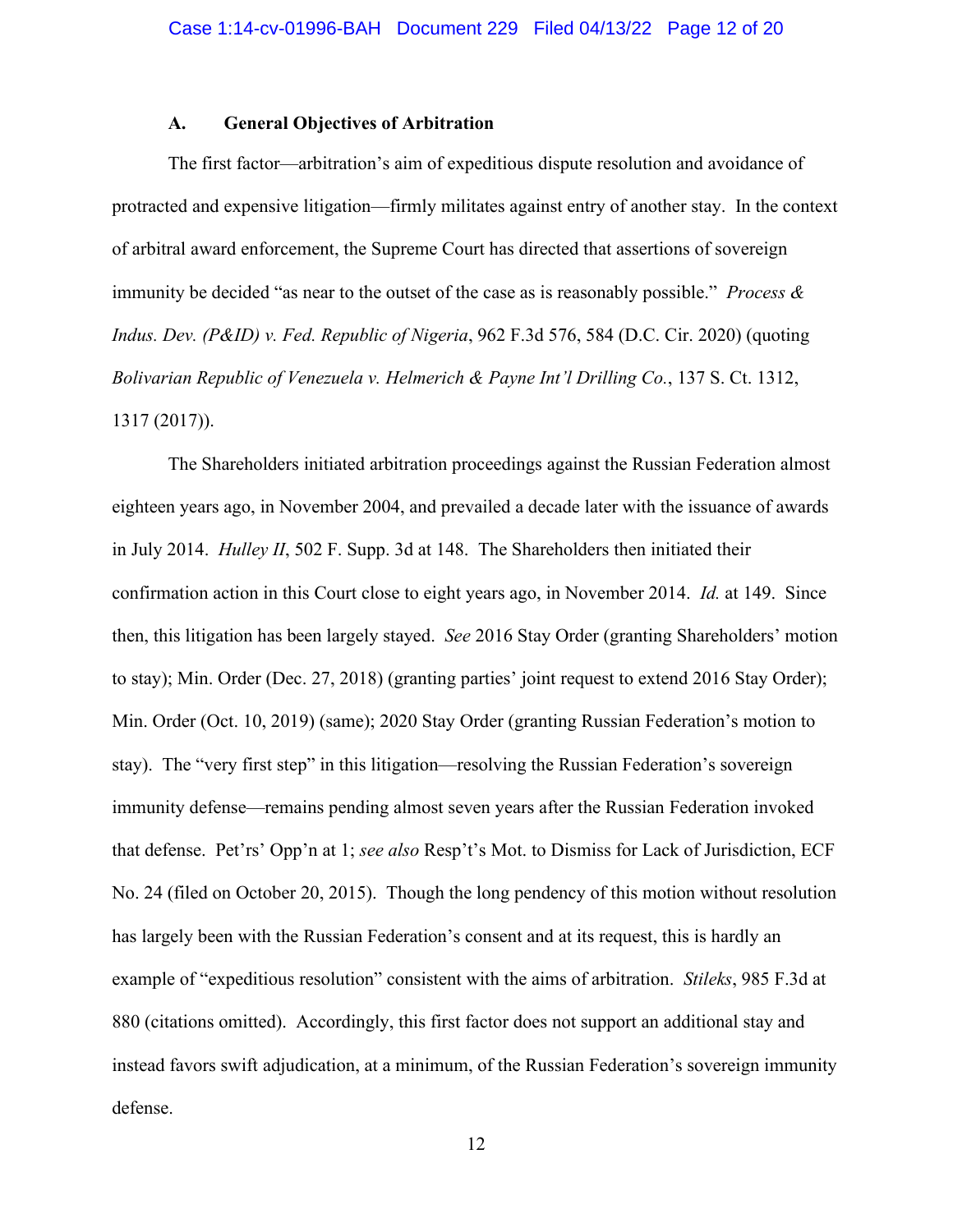### A. General Objectives of Arbitration

The first factor—arbitration's aim of expeditious dispute resolution and avoidance of protracted and expensive litigation—firmly militates against entry of another stay. In the context of arbitral award enforcement, the Supreme Court has directed that assertions of sovereign immunity be decided "as near to the outset of the case as is reasonably possible." *Process & Indus. Dev. (P&ID) v. Fed. Republic of Nigeria*, 962 F.3d 576, 584 (D.C. Cir. 2020) (quoting *Bolivarian Republic of Venezuela v. Helmerich & Payne Int'l Drilling Co.*, 137 S. Ct. 1312, 1317 (2017)).

The Shareholders initiated arbitration proceedings against the Russian Federation almost eighteen years ago, in November 2004, and prevailed a decade later with the issuance of awards in July 2014. *Hulley II*, 502 F. Supp. 3d at 148. The Shareholders then initiated their confirmation action in this Court close to eight years ago, in November 2014. *Id.* at 149. Since then, this litigation has been largely stayed. *See* 2016 Stay Order (granting Shareholders' motion to stay); Min. Order (Dec. 27, 2018) (granting parties' joint request to extend 2016 Stay Order); Min. Order (Oct. 10, 2019) (same); 2020 Stay Order (granting Russian Federation's motion to stay). The "very first step" in this litigation—resolving the Russian Federation's sovereign immunity defense—remains pending almost seven years after the Russian Federation invoked that defense. Pet'rs' Opp'n at 1; *see also* Resp't's Mot. to Dismiss for Lack of Jurisdiction, ECF No. 24 (filed on October 20, 2015). Though the long pendency of this motion without resolution has largely been with the Russian Federation's consent and at its request, this is hardly an example of "expeditious resolution" consistent with the aims of arbitration. *Stileks*, 985 F.3d at 880 (citations omitted). Accordingly, this first factor does not support an additional stay and instead favors swift adjudication, at a minimum, of the Russian Federation's sovereign immunity defense.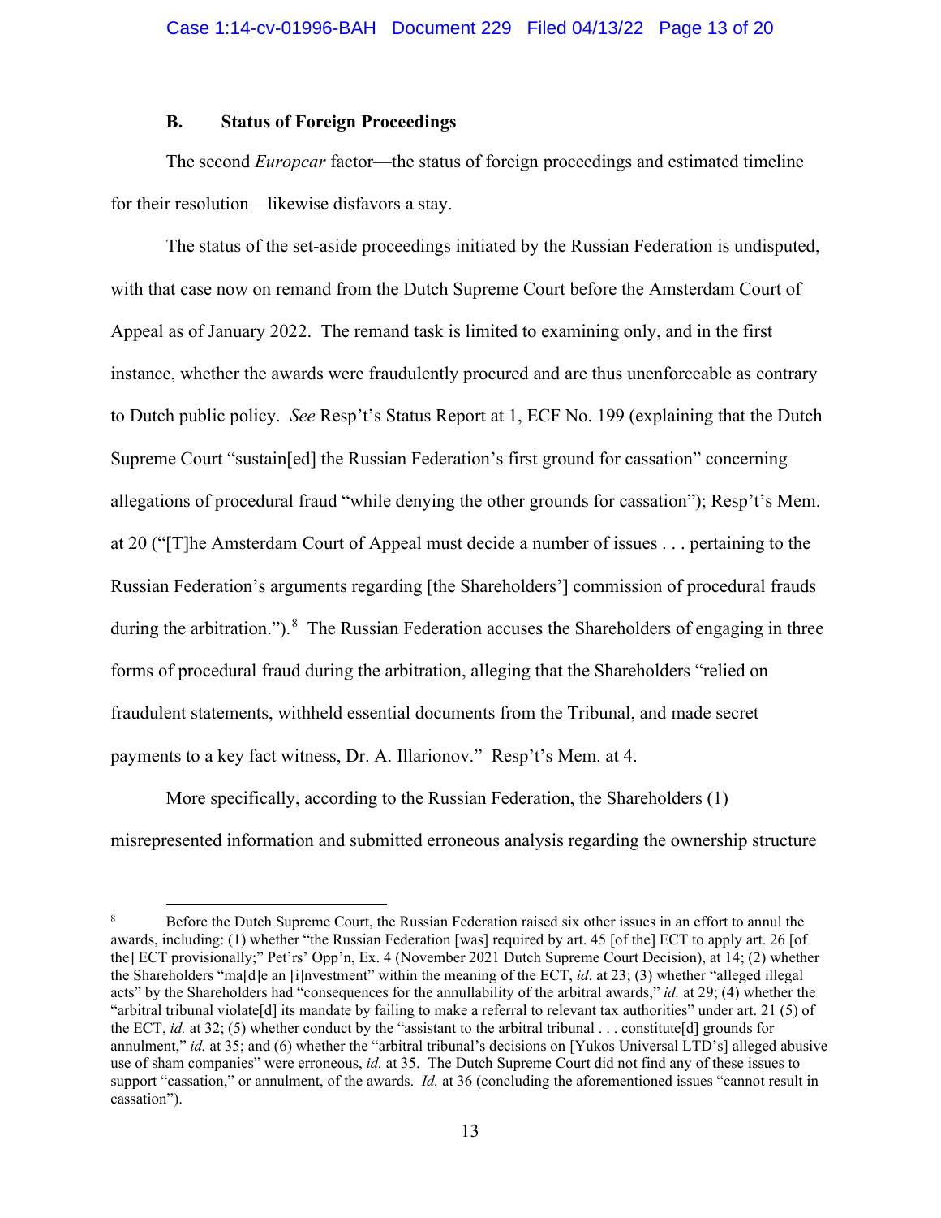### B. Status of Foreign Proceedings

The second *Europcar* factor—the status of foreign proceedings and estimated timeline for their resolution—likewise disfavors a stay.

The status of the set-aside proceedings initiated by the Russian Federation is undisputed, with that case now on remand from the Dutch Supreme Court before the Amsterdam Court of Appeal as of January 2022. The remand task is limited to examining only, and in the first instance, whether the awards were fraudulently procured and are thus unenforceable as contrary to Dutch public policy. *See* Resp't's Status Report at 1, ECF No. 199 (explaining that the Dutch Supreme Court "sustain[ed] the Russian Federation's first ground for cassation" concerning allegations of procedural fraud "while denying the other grounds for cassation"); Resp't's Mem. at 20 ("[T]he Amsterdam Court of Appeal must decide a number of issues . . . pertaining to the Russian Federation's arguments regarding [the Shareholders'] commission of procedural frauds during the arbitration.").[8] The Russian Federation accuses the Shareholders of engaging in three forms of procedural fraud during the arbitration, alleging that the Shareholders "relied on fraudulent statements, withheld essential documents from the Tribunal, and made secret payments to a key fact witness, Dr. A. Illarionov." Resp't's Mem. at 4.

More specifically, according to the Russian Federation, the Shareholders (1) misrepresented information and submitted erroneous analysis regarding the ownership structure

---

[8] Before the Dutch Supreme Court, the Russian Federation raised six other issues in an effort to annul the awards, including: (1) whether "the Russian Federation [was] required by art. 45 [of the] ECT to apply art. 26 [of the] ECT provisionally;" Pet'rs' Opp'n, Ex. 4 (November 2021 Dutch Supreme Court Decision), at 14; (2) whether the Shareholders "ma[d]e an [i]nvestment" within the meaning of the ECT, *id*. at 23; (3) whether "alleged illegal acts" by the Shareholders had "consequences for the annullability of the arbitral awards," *id.* at 29; (4) whether the "arbitral tribunal violate[d] its mandate by failing to make a referral to relevant tax authorities" under art. 21 (5) of the ECT, *id.* at 32; (5) whether conduct by the "assistant to the arbitral tribunal . . . constitute[d] grounds for annulment," *id.* at 35; and (6) whether the "arbitral tribunal's decisions on [Yukos Universal LTD's] alleged abusive use of sham companies" were erroneous, *id.* at 35. The Dutch Supreme Court did not find any of these issues to support "cassation," or annulment, of the awards. *Id.* at 36 (concluding the aforementioned issues "cannot result in cassation").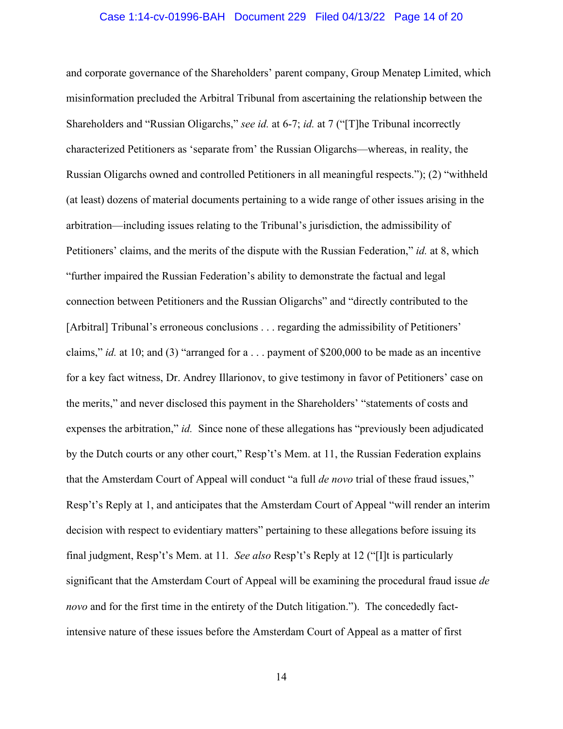and corporate governance of the Shareholders' parent company, Group Menatep Limited, which misinformation precluded the Arbitral Tribunal from ascertaining the relationship between the Shareholders and "Russian Oligarchs," *see id.* at 6-7; *id.* at 7 ("[T]he Tribunal incorrectly characterized Petitioners as 'separate from' the Russian Oligarchs—whereas, in reality, the Russian Oligarchs owned and controlled Petitioners in all meaningful respects."); (2) "withheld (at least) dozens of material documents pertaining to a wide range of other issues arising in the arbitration—including issues relating to the Tribunal's jurisdiction, the admissibility of Petitioners' claims, and the merits of the dispute with the Russian Federation," *id.* at 8, which "further impaired the Russian Federation's ability to demonstrate the factual and legal connection between Petitioners and the Russian Oligarchs" and "directly contributed to the [Arbitral] Tribunal's erroneous conclusions . . . regarding the admissibility of Petitioners' claims," *id.* at 10; and (3) "arranged for a . . . payment of $200,000 to be made as an incentive for a key fact witness, Dr. Andrey Illarionov, to give testimony in favor of Petitioners' case on the merits," and never disclosed this payment in the Shareholders' "statements of costs and expenses the arbitration," *id.* Since none of these allegations has "previously been adjudicated by the Dutch courts or any other court," Resp't's Mem. at 11, the Russian Federation explains that the Amsterdam Court of Appeal will conduct "a full *de novo* trial of these fraud issues," Resp't's Reply at 1, and anticipates that the Amsterdam Court of Appeal "will render an interim decision with respect to evidentiary matters" pertaining to these allegations before issuing its final judgment, Resp't's Mem. at 11. *See also* Resp't's Reply at 12 ("[I]t is particularly significant that the Amsterdam Court of Appeal will be examining the procedural fraud issue *de novo* and for the first time in the entirety of the Dutch litigation."). The concededly fact-intensive nature of these issues before the Amsterdam Court of Appeal as a matter of first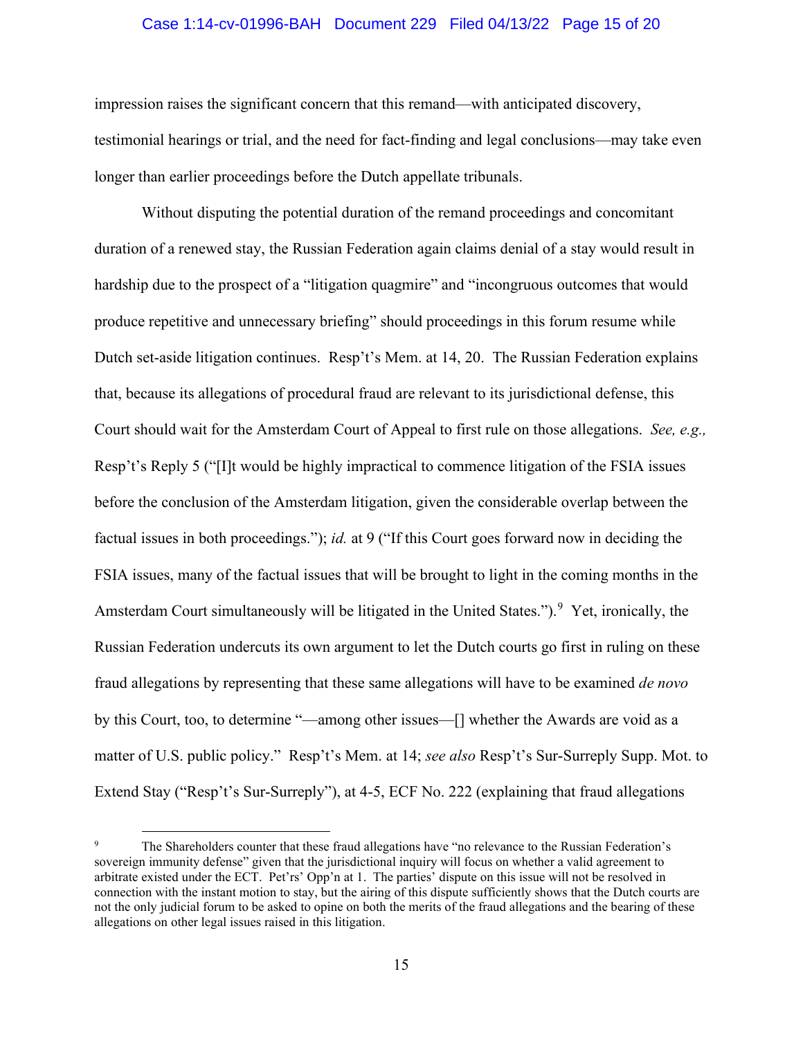impression raises the significant concern that this remand—with anticipated discovery, testimonial hearings or trial, and the need for fact-finding and legal conclusions—may take even longer than earlier proceedings before the Dutch appellate tribunals.

Without disputing the potential duration of the remand proceedings and concomitant duration of a renewed stay, the Russian Federation again claims denial of a stay would result in hardship due to the prospect of a "litigation quagmire" and "incongruous outcomes that would produce repetitive and unnecessary briefing" should proceedings in this forum resume while Dutch set-aside litigation continues. Resp't's Mem. at 14, 20. The Russian Federation explains that, because its allegations of procedural fraud are relevant to its jurisdictional defense, this Court should wait for the Amsterdam Court of Appeal to first rule on those allegations. *See, e.g.,* Resp't's Reply 5 ("[I]t would be highly impractical to commence litigation of the FSIA issues before the conclusion of the Amsterdam litigation, given the considerable overlap between the factual issues in both proceedings."); *id.* at 9 ("If this Court goes forward now in deciding the FSIA issues, many of the factual issues that will be brought to light in the coming months in the Amsterdam Court simultaneously will be litigated in the United States.").[9] Yet, ironically, the Russian Federation undercuts its own argument to let the Dutch courts go first in ruling on these fraud allegations by representing that these same allegations will have to be examined *de novo* by this Court, too, to determine "—among other issues—[] whether the Awards are void as a matter of U.S. public policy." Resp't's Mem. at 14; *see also* Resp't's Sur-Surreply Supp. Mot. to Extend Stay ("Resp't's Sur-Surreply"), at 4-5, ECF No. 222 (explaining that fraud allegations

---

[9] The Shareholders counter that these fraud allegations have "no relevance to the Russian Federation's sovereign immunity defense" given that the jurisdictional inquiry will focus on whether a valid agreement to arbitrate existed under the ECT. Pet'rs' Opp'n at 1. The parties' dispute on this issue will not be resolved in connection with the instant motion to stay, but the airing of this dispute sufficiently shows that the Dutch courts are not the only judicial forum to be asked to opine on both the merits of the fraud allegations and the bearing of these allegations on other legal issues raised in this litigation.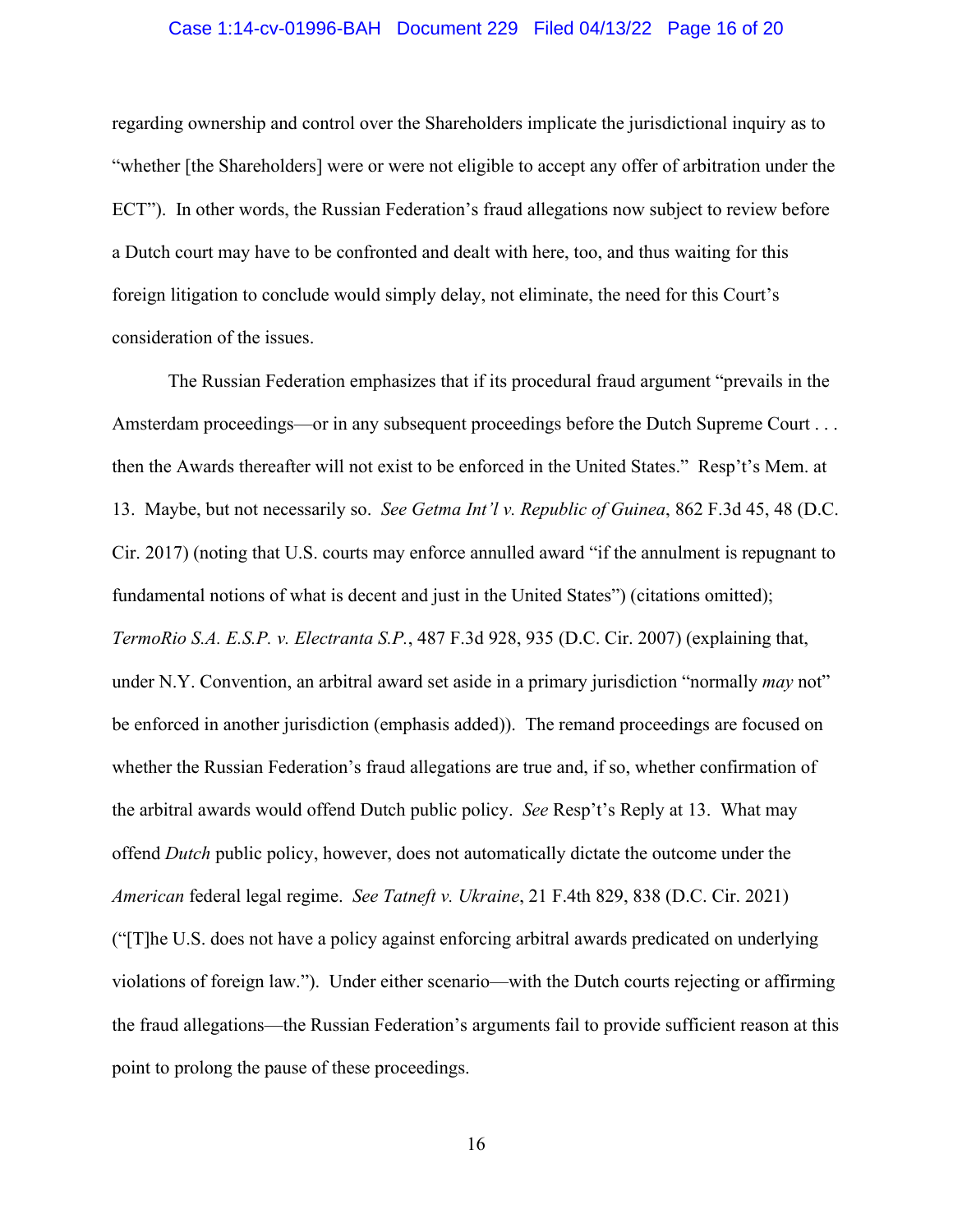regarding ownership and control over the Shareholders implicate the jurisdictional inquiry as to "whether [the Shareholders] were or were not eligible to accept any offer of arbitration under the ECT"). In other words, the Russian Federation's fraud allegations now subject to review before a Dutch court may have to be confronted and dealt with here, too, and thus waiting for this foreign litigation to conclude would simply delay, not eliminate, the need for this Court's consideration of the issues.

The Russian Federation emphasizes that if its procedural fraud argument "prevails in the Amsterdam proceedings—or in any subsequent proceedings before the Dutch Supreme Court . . . then the Awards thereafter will not exist to be enforced in the United States." Resp't's Mem. at 13. Maybe, but not necessarily so. *See Getma Int'l v. Republic of Guinea*, 862 F.3d 45, 48 (D.C. Cir. 2017) (noting that U.S. courts may enforce annulled award "if the annulment is repugnant to fundamental notions of what is decent and just in the United States") (citations omitted); *TermoRio S.A. E.S.P. v. Electranta S.P.*, 487 F.3d 928, 935 (D.C. Cir. 2007) (explaining that, under N.Y. Convention, an arbitral award set aside in a primary jurisdiction "normally *may* not" be enforced in another jurisdiction (emphasis added)). The remand proceedings are focused on whether the Russian Federation's fraud allegations are true and, if so, whether confirmation of the arbitral awards would offend Dutch public policy. *See* Resp't's Reply at 13. What may offend *Dutch* public policy, however, does not automatically dictate the outcome under the *American* federal legal regime. *See Tatneft v. Ukraine*, 21 F.4th 829, 838 (D.C. Cir. 2021) ("[T]he U.S. does not have a policy against enforcing arbitral awards predicated on underlying violations of foreign law."). Under either scenario—with the Dutch courts rejecting or affirming the fraud allegations—the Russian Federation's arguments fail to provide sufficient reason at this point to prolong the pause of these proceedings.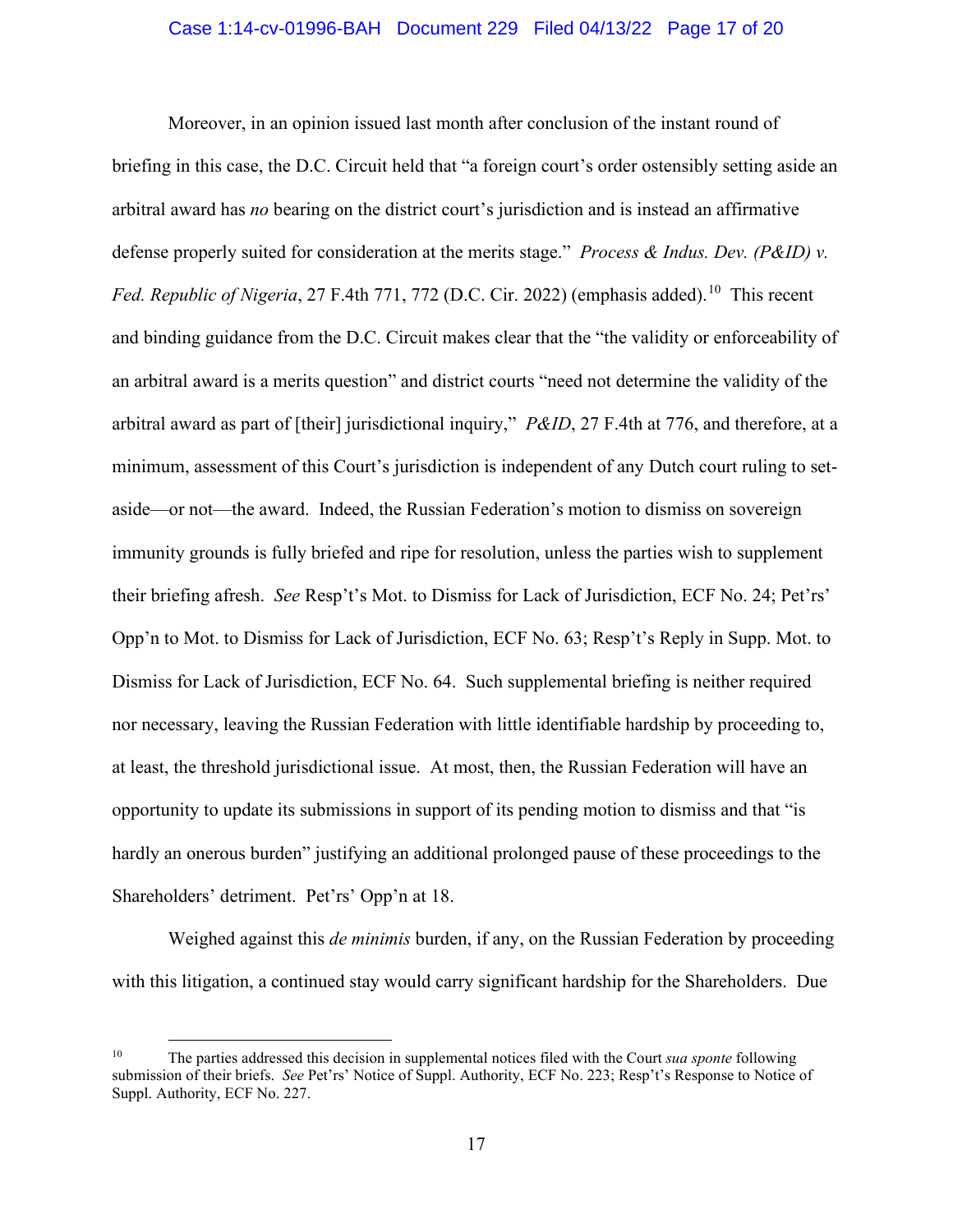Moreover, in an opinion issued last month after conclusion of the instant round of briefing in this case, the D.C. Circuit held that "a foreign court's order ostensibly setting aside an arbitral award has *no* bearing on the district court's jurisdiction and is instead an affirmative defense properly suited for consideration at the merits stage." *Process & Indus. Dev. (P&ID) v. Fed. Republic of Nigeria*, 27 F.4th 771, 772 (D.C. Cir. 2022) (emphasis added).[10] This recent and binding guidance from the D.C. Circuit makes clear that the "the validity or enforceability of an arbitral award is a merits question" and district courts "need not determine the validity of the arbitral award as part of [their] jurisdictional inquiry," *P&ID*, 27 F.4th at 776, and therefore, at a minimum, assessment of this Court's jurisdiction is independent of any Dutch court ruling to set-aside—or not—the award. Indeed, the Russian Federation's motion to dismiss on sovereign immunity grounds is fully briefed and ripe for resolution, unless the parties wish to supplement their briefing afresh. *See* Resp't's Mot. to Dismiss for Lack of Jurisdiction, ECF No. 24; Pet'rs' Opp'n to Mot. to Dismiss for Lack of Jurisdiction, ECF No. 63; Resp't's Reply in Supp. Mot. to Dismiss for Lack of Jurisdiction, ECF No. 64. Such supplemental briefing is neither required nor necessary, leaving the Russian Federation with little identifiable hardship by proceeding to, at least, the threshold jurisdictional issue. At most, then, the Russian Federation will have an opportunity to update its submissions in support of its pending motion to dismiss and that "is hardly an onerous burden" justifying an additional prolonged pause of these proceedings to the Shareholders' detriment. Pet'rs' Opp'n at 18.

Weighed against this *de minimis* burden, if any, on the Russian Federation by proceeding with this litigation, a continued stay would carry significant hardship for the Shareholders. Due

[10] The parties addressed this decision in supplemental notices filed with the Court *sua sponte* following submission of their briefs. *See* Pet'rs' Notice of Suppl. Authority, ECF No. 223; Resp't's Response to Notice of Suppl. Authority, ECF No. 227.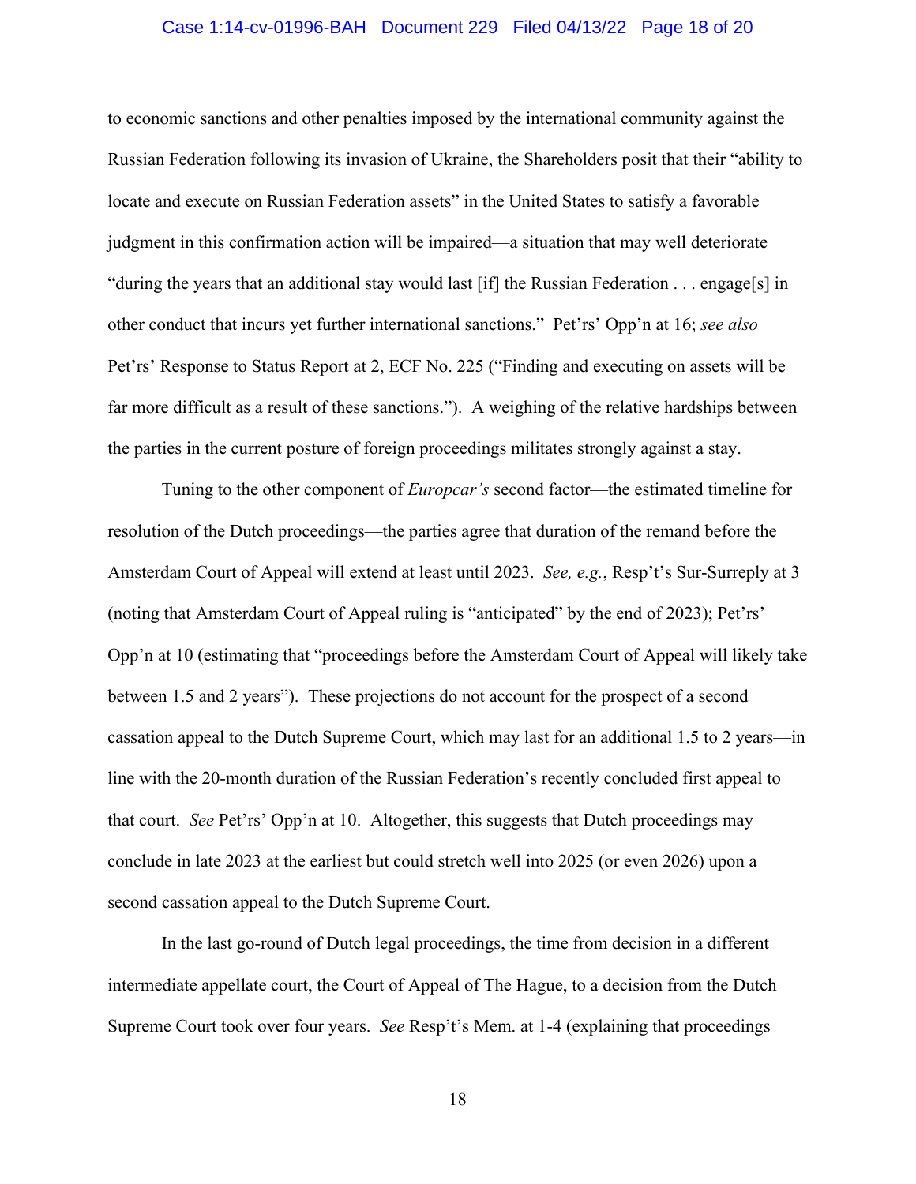to economic sanctions and other penalties imposed by the international community against the Russian Federation following its invasion of Ukraine, the Shareholders posit that their "ability to locate and execute on Russian Federation assets" in the United States to satisfy a favorable judgment in this confirmation action will be impaired—a situation that may well deteriorate "during the years that an additional stay would last [if] the Russian Federation . . . engage[s] in other conduct that incurs yet further international sanctions." Pet'rs' Opp'n at 16; *see also* Pet'rs' Response to Status Report at 2, ECF No. 225 ("Finding and executing on assets will be far more difficult as a result of these sanctions."). A weighing of the relative hardships between the parties in the current posture of foreign proceedings militates strongly against a stay.

Tuning to the other component of *Europcar's* second factor—the estimated timeline for resolution of the Dutch proceedings—the parties agree that duration of the remand before the Amsterdam Court of Appeal will extend at least until 2023. *See, e.g.*, Resp't's Sur-Surreply at 3 (noting that Amsterdam Court of Appeal ruling is "anticipated" by the end of 2023); Pet'rs' Opp'n at 10 (estimating that "proceedings before the Amsterdam Court of Appeal will likely take between 1.5 and 2 years"). These projections do not account for the prospect of a second cassation appeal to the Dutch Supreme Court, which may last for an additional 1.5 to 2 years—in line with the 20-month duration of the Russian Federation's recently concluded first appeal to that court. *See* Pet'rs' Opp'n at 10. Altogether, this suggests that Dutch proceedings may conclude in late 2023 at the earliest but could stretch well into 2025 (or even 2026) upon a second cassation appeal to the Dutch Supreme Court.

In the last go-round of Dutch legal proceedings, the time from decision in a different intermediate appellate court, the Court of Appeal of The Hague, to a decision from the Dutch Supreme Court took over four years. *See* Resp't's Mem. at 1-4 (explaining that proceedings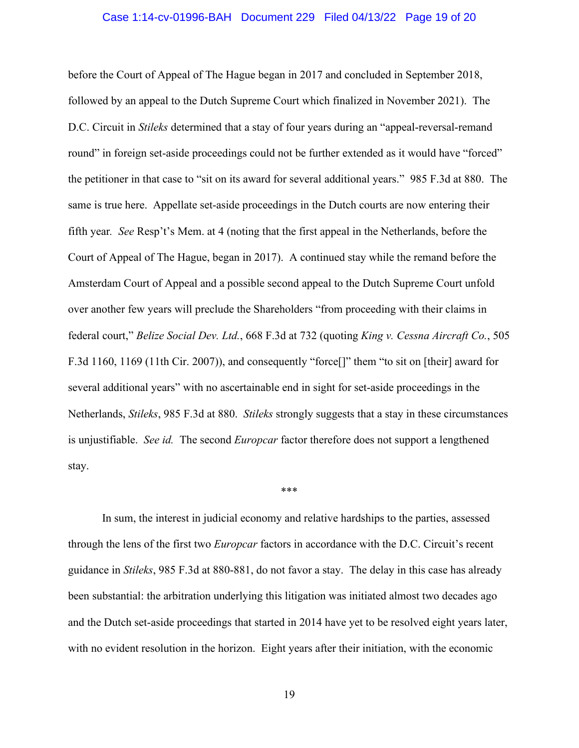before the Court of Appeal of The Hague began in 2017 and concluded in September 2018, followed by an appeal to the Dutch Supreme Court which finalized in November 2021). The D.C. Circuit in *Stileks* determined that a stay of four years during an "appeal-reversal-remand round" in foreign set-aside proceedings could not be further extended as it would have "forced" the petitioner in that case to "sit on its award for several additional years." 985 F.3d at 880. The same is true here. Appellate set-aside proceedings in the Dutch courts are now entering their fifth year. *See* Resp't's Mem. at 4 (noting that the first appeal in the Netherlands, before the Court of Appeal of The Hague, began in 2017). A continued stay while the remand before the Amsterdam Court of Appeal and a possible second appeal to the Dutch Supreme Court unfold over another few years will preclude the Shareholders "from proceeding with their claims in federal court," *Belize Social Dev. Ltd.*, 668 F.3d at 732 (quoting *King v. Cessna Aircraft Co.*, 505 F.3d 1160, 1169 (11th Cir. 2007)), and consequently "force[]" them "to sit on [their] award for several additional years" with no ascertainable end in sight for set-aside proceedings in the Netherlands, *Stileks*, 985 F.3d at 880. *Stileks* strongly suggests that a stay in these circumstances is unjustifiable. *See id.* The second *Europcar* factor therefore does not support a lengthened stay.

\*\*\*

In sum, the interest in judicial economy and relative hardships to the parties, assessed through the lens of the first two *Europcar* factors in accordance with the D.C. Circuit's recent guidance in *Stileks*, 985 F.3d at 880-881, do not favor a stay. The delay in this case has already been substantial: the arbitration underlying this litigation was initiated almost two decades ago and the Dutch set-aside proceedings that started in 2014 have yet to be resolved eight years later, with no evident resolution in the horizon. Eight years after their initiation, with the economic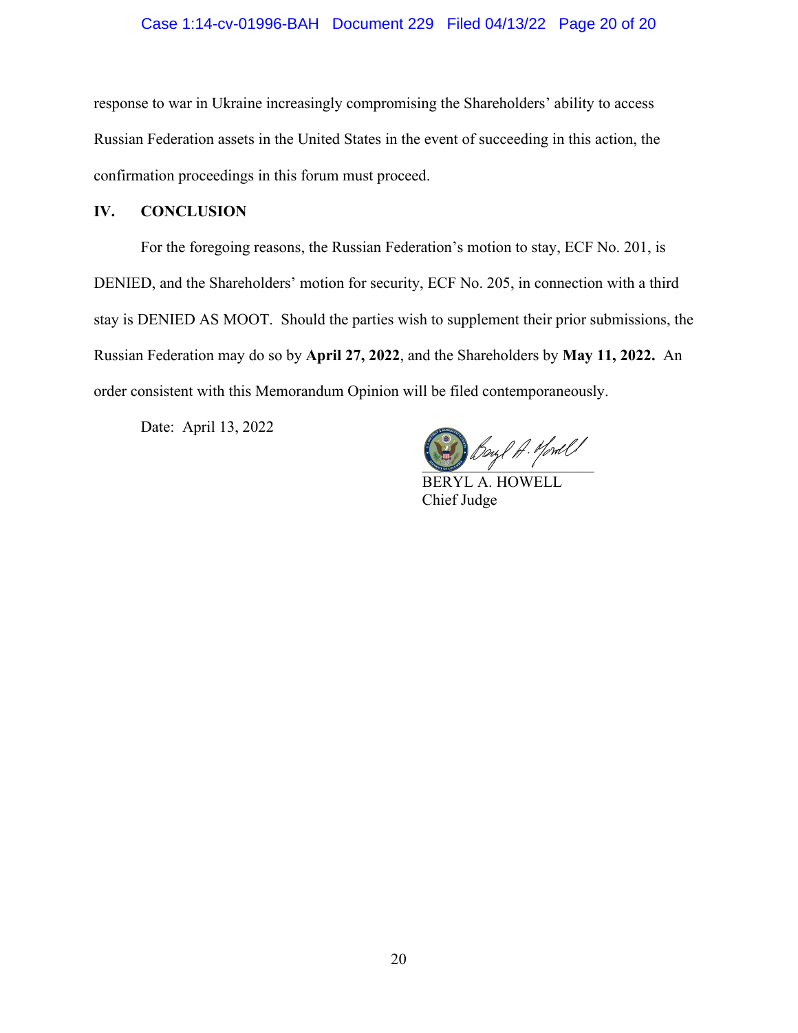response to war in Ukraine increasingly compromising the Shareholders' ability to access Russian Federation assets in the United States in the event of succeeding in this action, the confirmation proceedings in this forum must proceed.

## IV. CONCLUSION

For the foregoing reasons, the Russian Federation's motion to stay, ECF No. 201, is DENIED, and the Shareholders' motion for security, ECF No. 205, in connection with a third stay is DENIED AS MOOT. Should the parties wish to supplement their prior submissions, the Russian Federation may do so by **April 27, 2022**, and the Shareholders by **May 11, 2022.** An order consistent with this Memorandum Opinion will be filed contemporaneously.

Date: April 13, 2022

BERYL A. HOWELL
Chief Judge